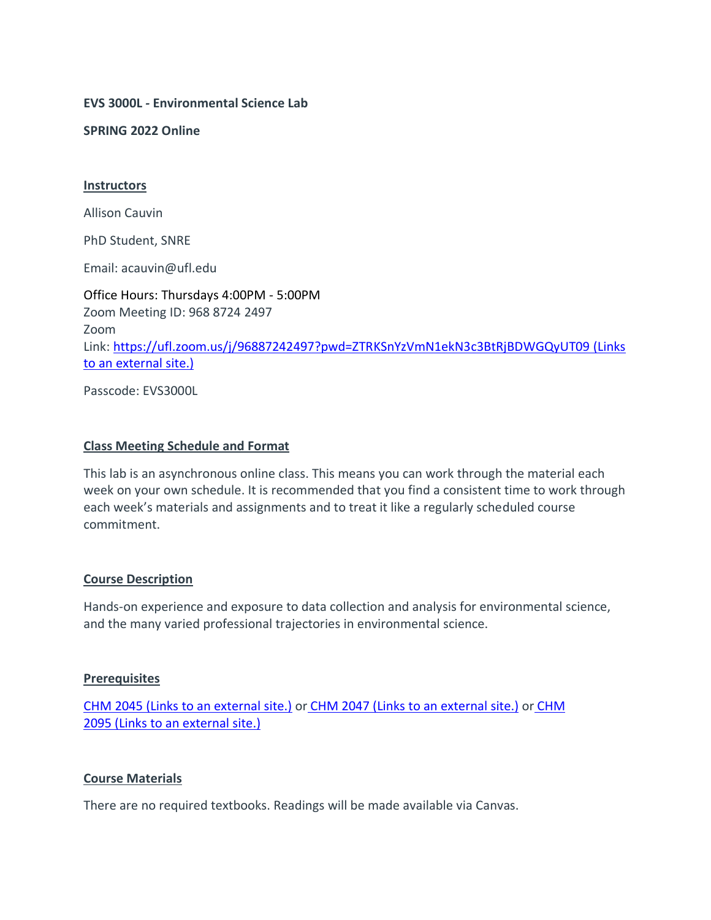**EVS 3000L - Environmental Science Lab**

**SPRING 2022 Online**

## Instructors

Allison Cauvin

PhD Student, SNRE

Email: acauvin@ufl.edu

Office Hours: Thursdays 4:00PM - 5:00PM
Zoom Meeting ID: 968 8724 2497
Zoom
Link: [https://ufl.zoom.us/j/96887242497?pwd=ZTRKSnYzVmN1ekN3c3BtRjBDWGQyUT09 (Links to an external site.)](https://ufl.zoom.us/j/96887242497?pwd=ZTRKSnYzVmN1ekN3c3BtRjBDWGQyUT09)

Passcode: EVS3000L

## Class Meeting Schedule and Format

This lab is an asynchronous online class. This means you can work through the material each week on your own schedule. It is recommended that you find a consistent time to work through each week's materials and assignments and to treat it like a regularly scheduled course commitment.

## Course Description

Hands-on experience and exposure to data collection and analysis for environmental science, and the many varied professional trajectories in environmental science.

## Prerequisites

CHM 2045 (Links to an external site.) or CHM 2047 (Links to an external site.) or CHM 2095 (Links to an external site.)

## Course Materials

There are no required textbooks. Readings will be made available via Canvas.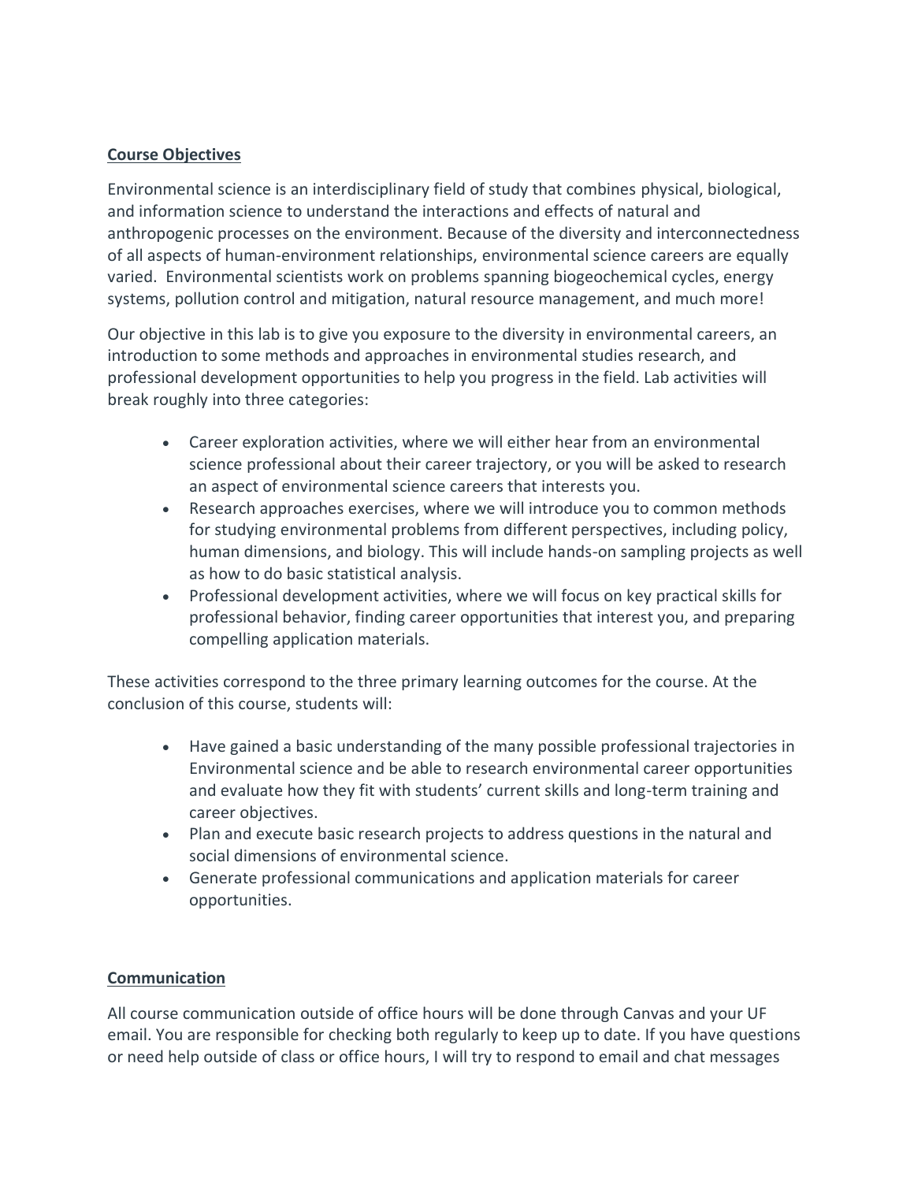## Course Objectives

Environmental science is an interdisciplinary field of study that combines physical, biological, and information science to understand the interactions and effects of natural and anthropogenic processes on the environment. Because of the diversity and interconnectedness of all aspects of human-environment relationships, environmental science careers are equally varied. Environmental scientists work on problems spanning biogeochemical cycles, energy systems, pollution control and mitigation, natural resource management, and much more!

Our objective in this lab is to give you exposure to the diversity in environmental careers, an introduction to some methods and approaches in environmental studies research, and professional development opportunities to help you progress in the field. Lab activities will break roughly into three categories:

- Career exploration activities, where we will either hear from an environmental science professional about their career trajectory, or you will be asked to research an aspect of environmental science careers that interests you.
- Research approaches exercises, where we will introduce you to common methods for studying environmental problems from different perspectives, including policy, human dimensions, and biology. This will include hands-on sampling projects as well as how to do basic statistical analysis.
- Professional development activities, where we will focus on key practical skills for professional behavior, finding career opportunities that interest you, and preparing compelling application materials.

These activities correspond to the three primary learning outcomes for the course. At the conclusion of this course, students will:

- Have gained a basic understanding of the many possible professional trajectories in Environmental science and be able to research environmental career opportunities and evaluate how they fit with students' current skills and long-term training and career objectives.
- Plan and execute basic research projects to address questions in the natural and social dimensions of environmental science.
- Generate professional communications and application materials for career opportunities.

## Communication

All course communication outside of office hours will be done through Canvas and your UF email. You are responsible for checking both regularly to keep up to date. If you have questions or need help outside of class or office hours, I will try to respond to email and chat messages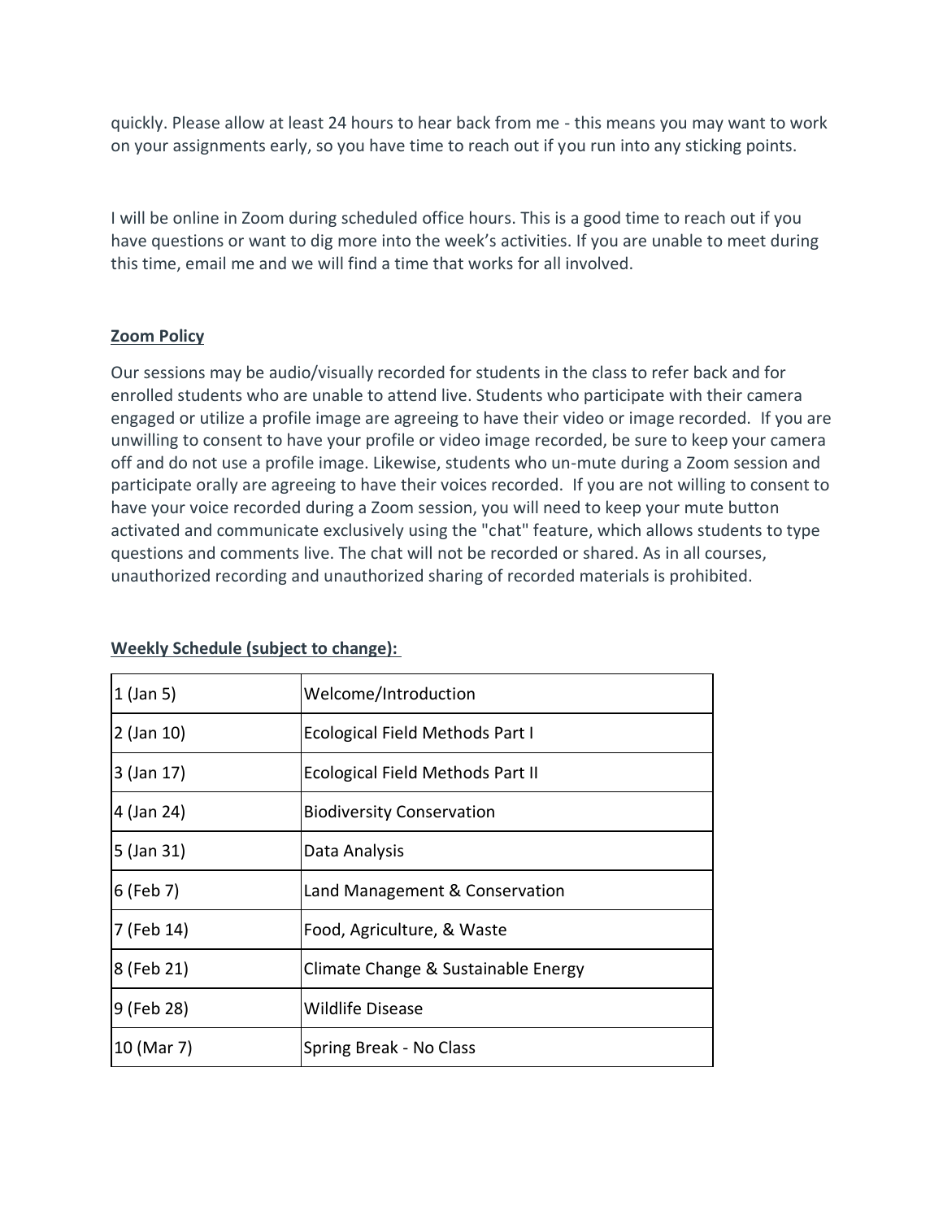quickly. Please allow at least 24 hours to hear back from me - this means you may want to work on your assignments early, so you have time to reach out if you run into any sticking points.

I will be online in Zoom during scheduled office hours. This is a good time to reach out if you have questions or want to dig more into the week's activities. If you are unable to meet during this time, email me and we will find a time that works for all involved.

**Zoom Policy**

Our sessions may be audio/visually recorded for students in the class to refer back and for enrolled students who are unable to attend live. Students who participate with their camera engaged or utilize a profile image are agreeing to have their video or image recorded. If you are unwilling to consent to have your profile or video image recorded, be sure to keep your camera off and do not use a profile image. Likewise, students who un-mute during a Zoom session and participate orally are agreeing to have their voices recorded. If you are not willing to consent to have your voice recorded during a Zoom session, you will need to keep your mute button activated and communicate exclusively using the "chat" feature, which allows students to type questions and comments live. The chat will not be recorded or shared. As in all courses, unauthorized recording and unauthorized sharing of recorded materials is prohibited.

**Weekly Schedule (subject to change):**

| | |
|---|---|
| 1 (Jan 5) | Welcome/Introduction |
| 2 (Jan 10) | Ecological Field Methods Part I |
| 3 (Jan 17) | Ecological Field Methods Part II |
| 4 (Jan 24) | Biodiversity Conservation |
| 5 (Jan 31) | Data Analysis |
| 6 (Feb 7) | Land Management & Conservation |
| 7 (Feb 14) | Food, Agriculture, & Waste |
| 8 (Feb 21) | Climate Change & Sustainable Energy |
| 9 (Feb 28) | Wildlife Disease |
| 10 (Mar 7) | Spring Break - No Class |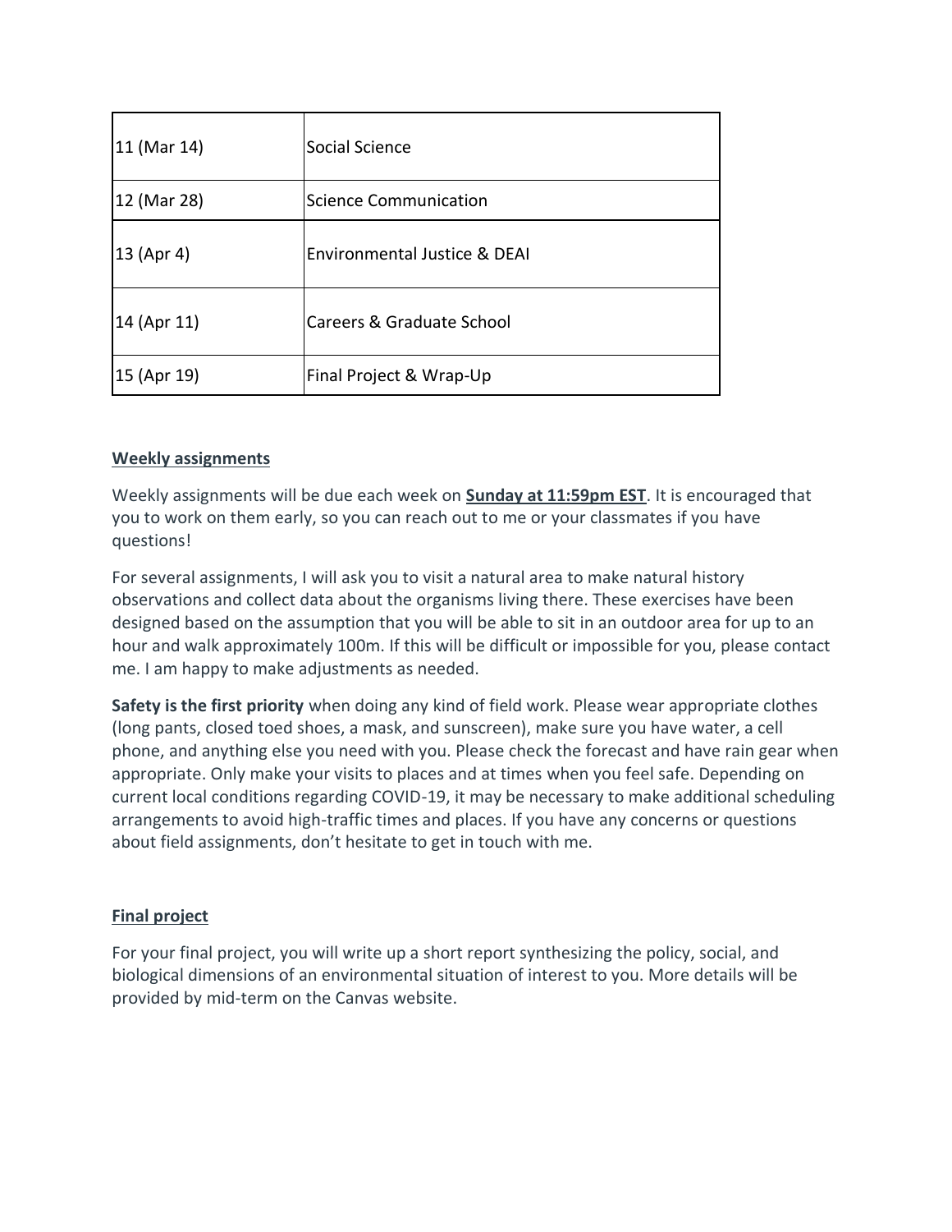| 11 (Mar 14) | Social Science |
|---|---|
| 12 (Mar 28) | Science Communication |
| 13 (Apr 4) | Environmental Justice & DEAI |
| 14 (Apr 11) | Careers & Graduate School |
| 15 (Apr 19) | Final Project & Wrap-Up |

## Weekly assignments

Weekly assignments will be due each week on **Sunday at 11:59pm EST**. It is encouraged that you to work on them early, so you can reach out to me or your classmates if you have questions!

For several assignments, I will ask you to visit a natural area to make natural history observations and collect data about the organisms living there. These exercises have been designed based on the assumption that you will be able to sit in an outdoor area for up to an hour and walk approximately 100m. If this will be difficult or impossible for you, please contact me. I am happy to make adjustments as needed.

**Safety is the first priority** when doing any kind of field work. Please wear appropriate clothes (long pants, closed toed shoes, a mask, and sunscreen), make sure you have water, a cell phone, and anything else you need with you. Please check the forecast and have rain gear when appropriate. Only make your visits to places and at times when you feel safe. Depending on current local conditions regarding COVID-19, it may be necessary to make additional scheduling arrangements to avoid high-traffic times and places. If you have any concerns or questions about field assignments, don't hesitate to get in touch with me.

## Final project

For your final project, you will write up a short report synthesizing the policy, social, and biological dimensions of an environmental situation of interest to you. More details will be provided by mid-term on the Canvas website.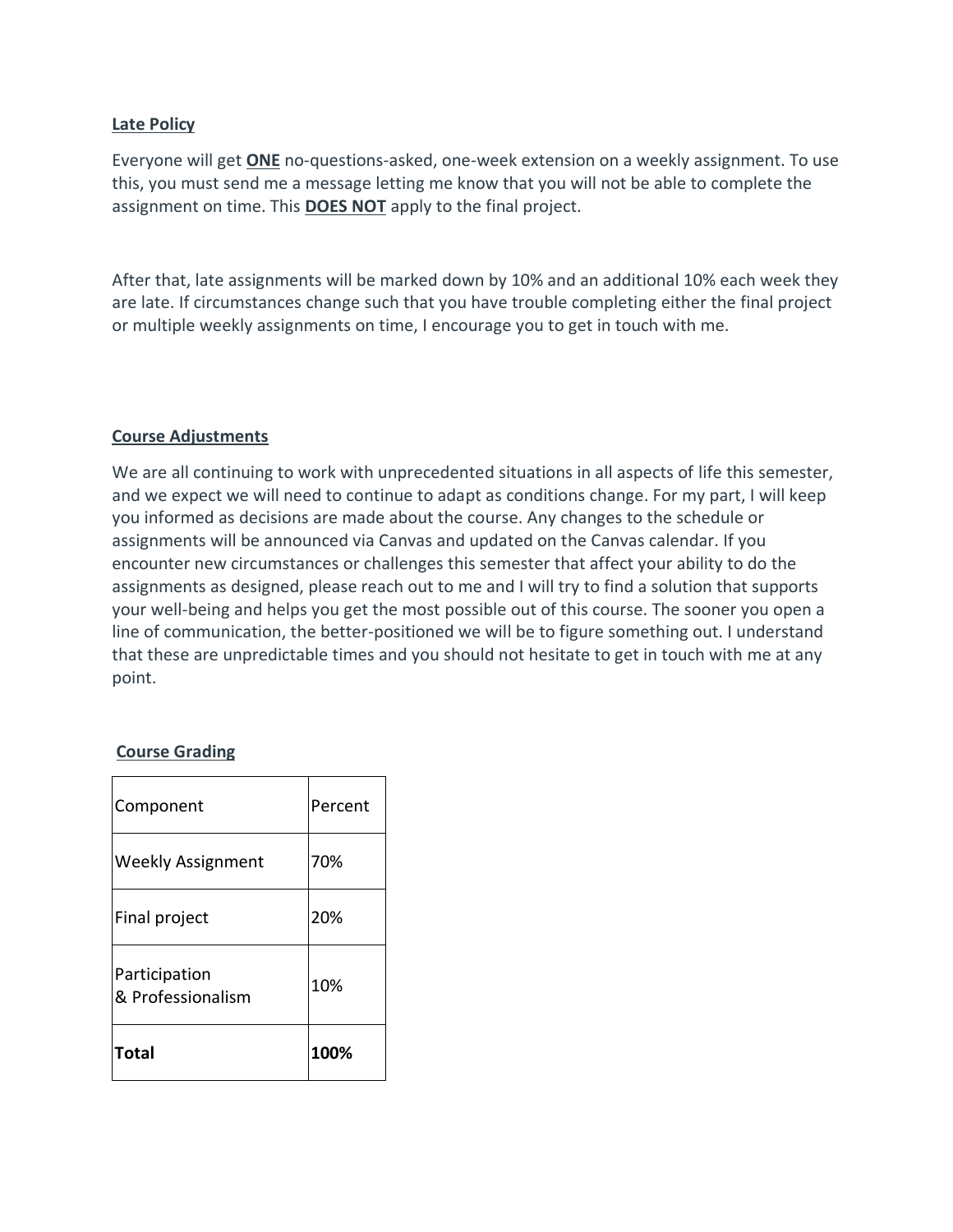## Late Policy

Everyone will get **ONE** no-questions-asked, one-week extension on a weekly assignment. To use this, you must send me a message letting me know that you will not be able to complete the assignment on time. This **DOES NOT** apply to the final project.

After that, late assignments will be marked down by 10% and an additional 10% each week they are late. If circumstances change such that you have trouble completing either the final project or multiple weekly assignments on time, I encourage you to get in touch with me.

## Course Adjustments

We are all continuing to work with unprecedented situations in all aspects of life this semester, and we expect we will need to continue to adapt as conditions change. For my part, I will keep you informed as decisions are made about the course. Any changes to the schedule or assignments will be announced via Canvas and updated on the Canvas calendar. If you encounter new circumstances or challenges this semester that affect your ability to do the assignments as designed, please reach out to me and I will try to find a solution that supports your well-being and helps you get the most possible out of this course. The sooner you open a line of communication, the better-positioned we will be to figure something out. I understand that these are unpredictable times and you should not hesitate to get in touch with me at any point.

## Course Grading

| Component | Percent |
|---|---|
| Weekly Assignment | 70% |
| Final project | 20% |
| Participation & Professionalism | 10% |
| **Total** | **100%** |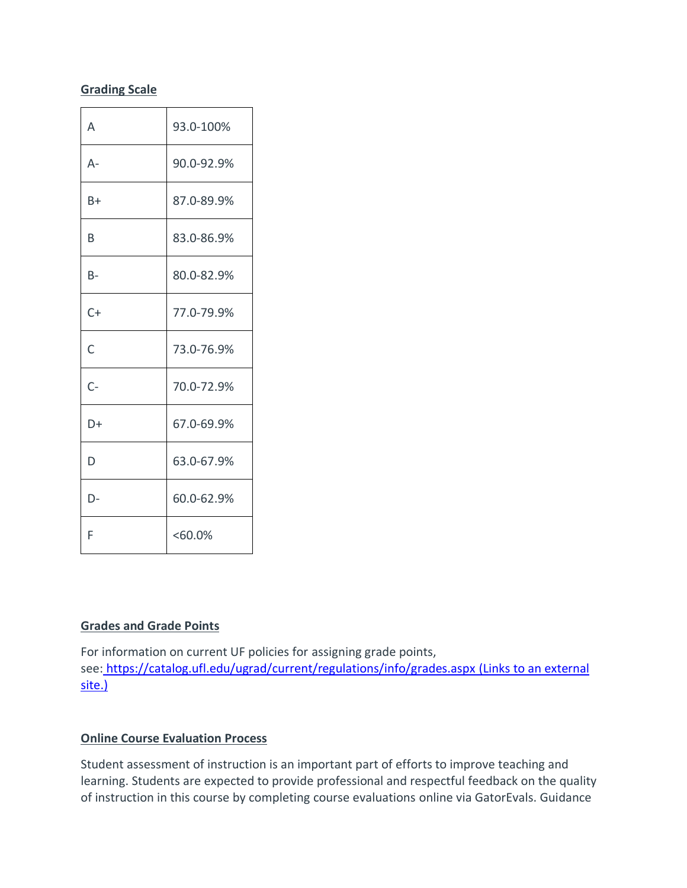**Grading Scale**

| | |
|---|---|
| A | 93.0-100% |
| A- | 90.0-92.9% |
| B+ | 87.0-89.9% |
| B | 83.0-86.9% |
| B- | 80.0-82.9% |
| C+ | 77.0-79.9% |
| C | 73.0-76.9% |
| C- | 70.0-72.9% |
| D+ | 67.0-69.9% |
| D | 63.0-67.9% |
| D- | 60.0-62.9% |
| F | <60.0% |

**Grades and Grade Points**

For information on current UF policies for assigning grade points, see: [https://catalog.ufl.edu/ugrad/current/regulations/info/grades.aspx (Links to an external site.)](https://catalog.ufl.edu/ugrad/current/regulations/info/grades.aspx)

**Online Course Evaluation Process**

Student assessment of instruction is an important part of efforts to improve teaching and learning. Students are expected to provide professional and respectful feedback on the quality of instruction in this course by completing course evaluations online via GatorEvals. Guidance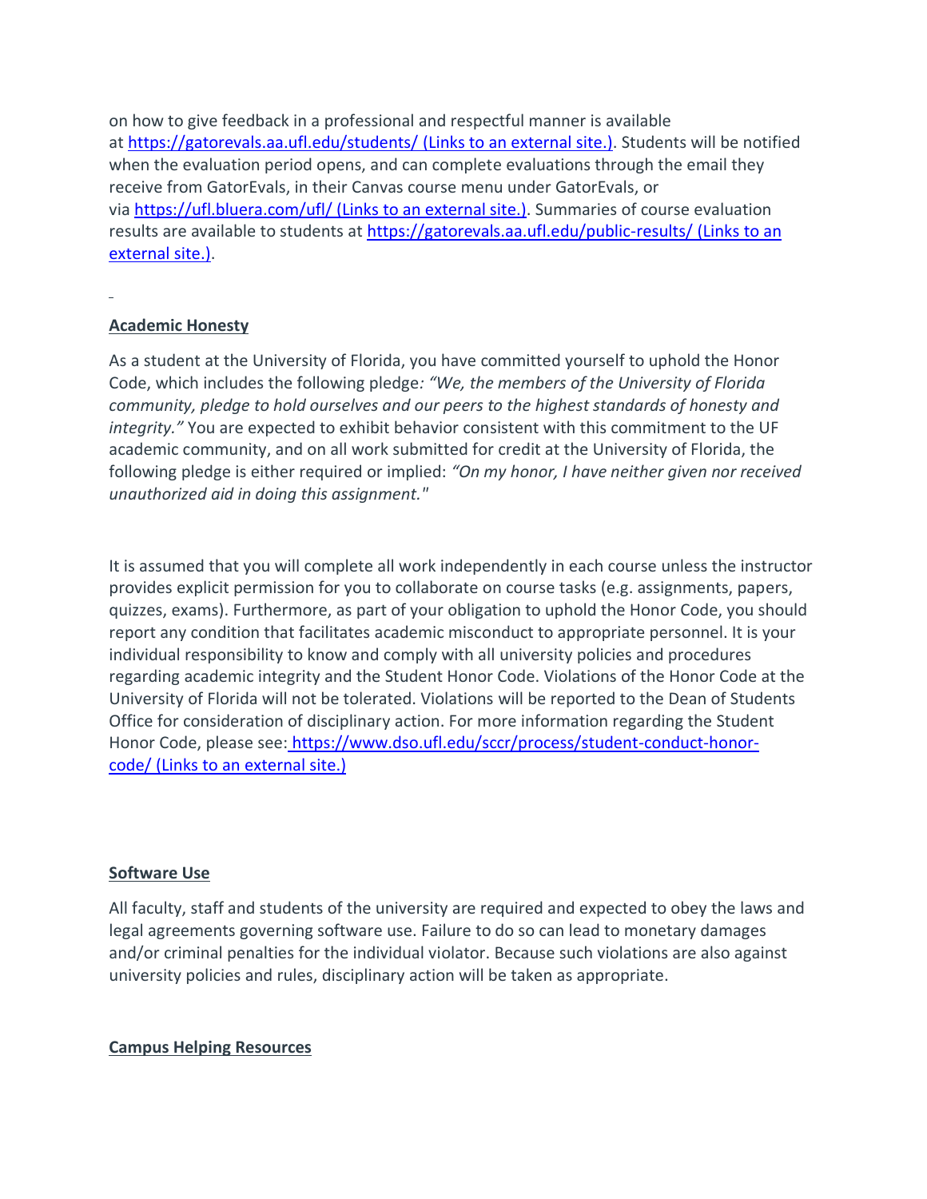on how to give feedback in a professional and respectful manner is available at [https://gatorevals.aa.ufl.edu/students/ (Links to an external site.)](https://gatorevals.aa.ufl.edu/students/). Students will be notified when the evaluation period opens, and can complete evaluations through the email they receive from GatorEvals, in their Canvas course menu under GatorEvals, or via [https://ufl.bluera.com/ufl/ (Links to an external site.)](https://ufl.bluera.com/ufl/). Summaries of course evaluation results are available to students at [https://gatorevals.aa.ufl.edu/public-results/ (Links to an external site.)](https://gatorevals.aa.ufl.edu/public-results/).

## **Academic Honesty**

As a student at the University of Florida, you have committed yourself to uphold the Honor Code, which includes the following pledge*: "We, the members of the University of Florida community, pledge to hold ourselves and our peers to the highest standards of honesty and integrity."* You are expected to exhibit behavior consistent with this commitment to the UF academic community, and on all work submitted for credit at the University of Florida, the following pledge is either required or implied: *"On my honor, I have neither given nor received unauthorized aid in doing this assignment."*

It is assumed that you will complete all work independently in each course unless the instructor provides explicit permission for you to collaborate on course tasks (e.g. assignments, papers, quizzes, exams). Furthermore, as part of your obligation to uphold the Honor Code, you should report any condition that facilitates academic misconduct to appropriate personnel. It is your individual responsibility to know and comply with all university policies and procedures regarding academic integrity and the Student Honor Code. Violations of the Honor Code at the University of Florida will not be tolerated. Violations will be reported to the Dean of Students Office for consideration of disciplinary action. For more information regarding the Student Honor Code, please see: [https://www.dso.ufl.edu/sccr/process/student-conduct-honor-code/ (Links to an external site.)](https://www.dso.ufl.edu/sccr/process/student-conduct-honor-code/)

## **Software Use**

All faculty, staff and students of the university are required and expected to obey the laws and legal agreements governing software use. Failure to do so can lead to monetary damages and/or criminal penalties for the individual violator. Because such violations are also against university policies and rules, disciplinary action will be taken as appropriate.

## **Campus Helping Resources**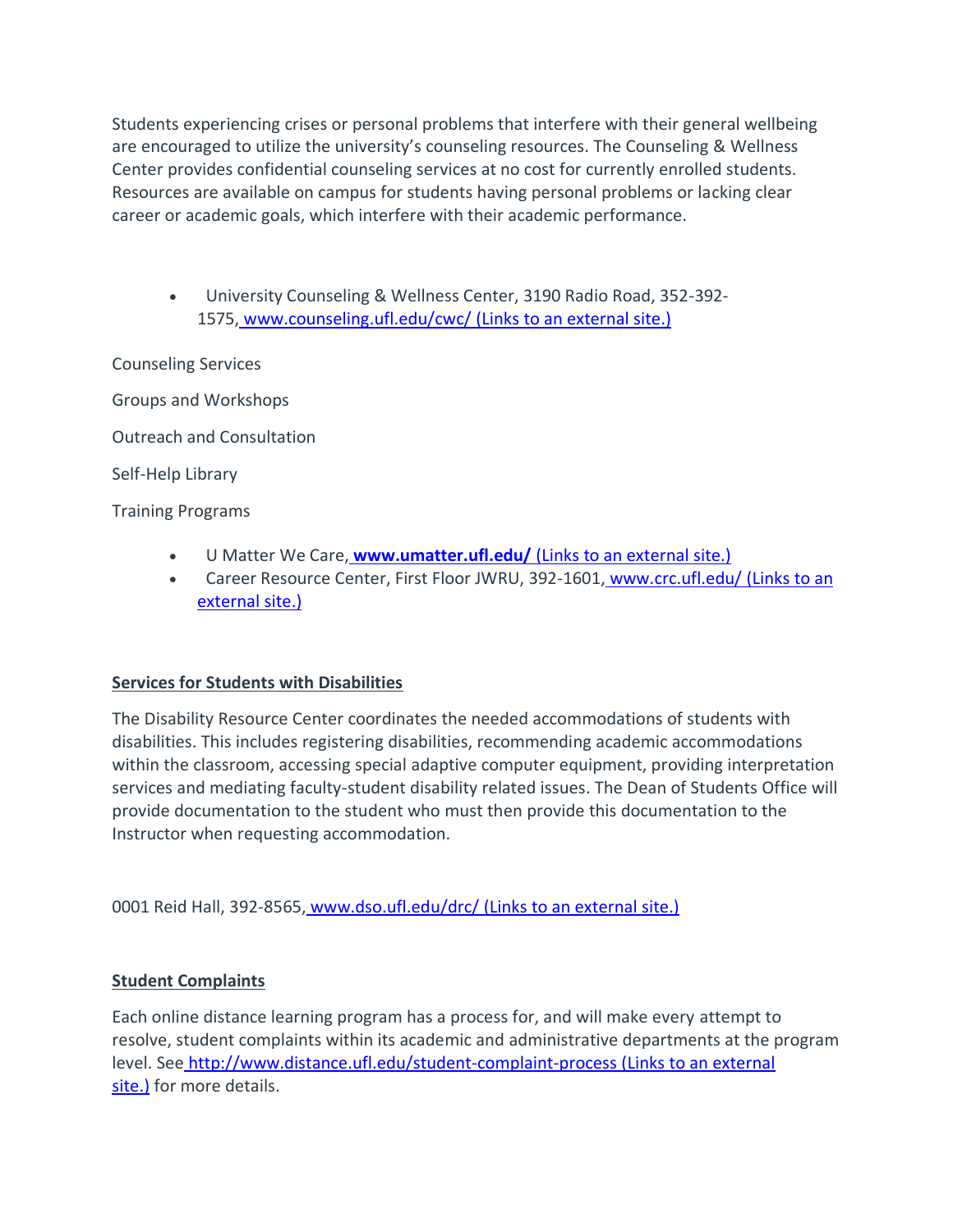Students experiencing crises or personal problems that interfere with their general wellbeing are encouraged to utilize the university's counseling resources. The Counseling & Wellness Center provides confidential counseling services at no cost for currently enrolled students. Resources are available on campus for students having personal problems or lacking clear career or academic goals, which interfere with their academic performance.

- University Counseling & Wellness Center, 3190 Radio Road, 352-392-1575, [www.counseling.ufl.edu/cwc/ (Links to an external site.)](http://www.counseling.ufl.edu/cwc/)

Counseling Services

Groups and Workshops

Outreach and Consultation

Self-Help Library

Training Programs

- U Matter We Care, [**www.umatter.ufl.edu/** (Links to an external site.)](http://www.umatter.ufl.edu/)
- Career Resource Center, First Floor JWRU, 392-1601, [www.crc.ufl.edu/ (Links to an external site.)](http://www.crc.ufl.edu/)

**Services for Students with Disabilities**

The Disability Resource Center coordinates the needed accommodations of students with disabilities. This includes registering disabilities, recommending academic accommodations within the classroom, accessing special adaptive computer equipment, providing interpretation services and mediating faculty-student disability related issues. The Dean of Students Office will provide documentation to the student who must then provide this documentation to the Instructor when requesting accommodation.

0001 Reid Hall, 392-8565, [www.dso.ufl.edu/drc/ (Links to an external site.)](http://www.dso.ufl.edu/drc/)

**Student Complaints**

Each online distance learning program has a process for, and will make every attempt to resolve, student complaints within its academic and administrative departments at the program level. See [http://www.distance.ufl.edu/student-complaint-process (Links to an external site.)](http://www.distance.ufl.edu/student-complaint-process) for more details.